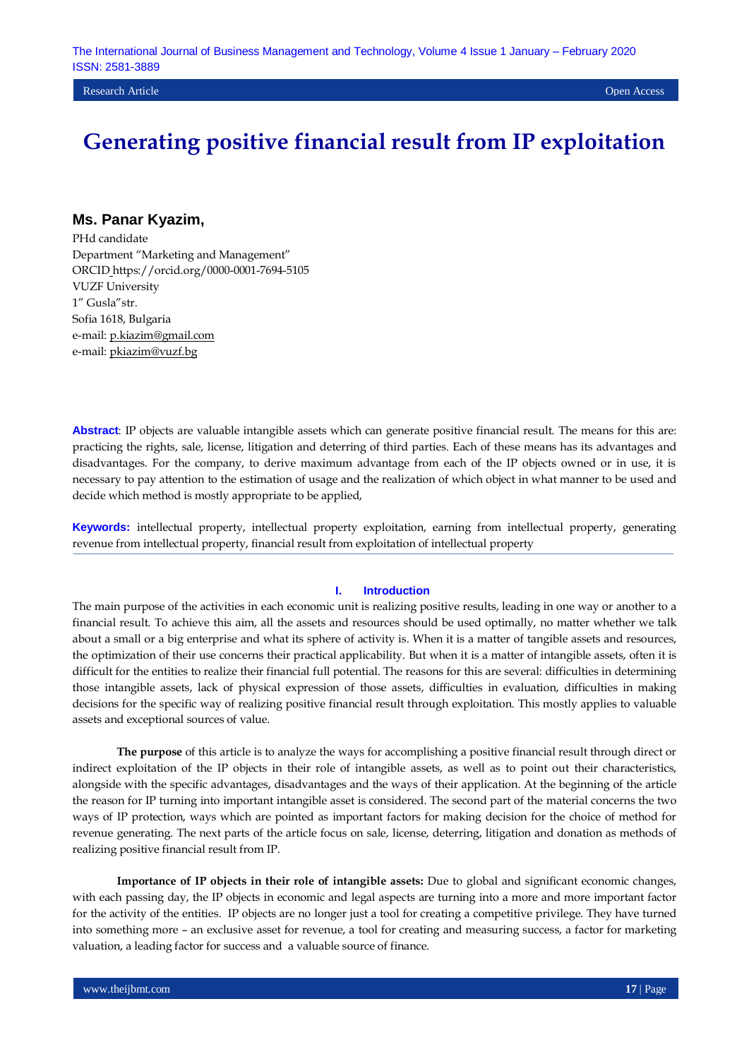Research Article | Open Access

# Generating positive financial result from IP exploitation

## Ms. Panar Kyazim,

PHd candidate
Department "Marketing and Management"
ORCID https://orcid.org/0000-0001-7694-5105
VUZF University
1" Gusla"str.
Sofia 1618, Bulgaria
e-mail: p.kiazim@gmail.com
e-mail: pkiazim@vuzf.bg

**Abstract**: IP objects are valuable intangible assets which can generate positive financial result. The means for this are: practicing the rights, sale, license, litigation and deterring of third parties. Each of these means has its advantages and disadvantages. For the company, to derive maximum advantage from each of the IP objects owned or in use, it is necessary to pay attention to the estimation of usage and the realization of which object in what manner to be used and decide which method is mostly appropriate to be applied,

**Keywords:** intellectual property, intellectual property exploitation, earning from intellectual property, generating revenue from intellectual property, financial result from exploitation of intellectual property

## I. Introduction

The main purpose of the activities in each economic unit is realizing positive results, leading in one way or another to a financial result. To achieve this aim, all the assets and resources should be used optimally, no matter whether we talk about a small or a big enterprise and what its sphere of activity is. When it is a matter of tangible assets and resources, the optimization of their use concerns their practical applicability. But when it is a matter of intangible assets, often it is difficult for the entities to realize their financial full potential. The reasons for this are several: difficulties in determining those intangible assets, lack of physical expression of those assets, difficulties in evaluation, difficulties in making decisions for the specific way of realizing positive financial result through exploitation. This mostly applies to valuable assets and exceptional sources of value.

**The purpose** of this article is to analyze the ways for accomplishing a positive financial result through direct or indirect exploitation of the IP objects in their role of intangible assets, as well as to point out their characteristics, alongside with the specific advantages, disadvantages and the ways of their application. At the beginning of the article the reason for IP turning into important intangible asset is considered. The second part of the material concerns the two ways of IP protection, ways which are pointed as important factors for making decision for the choice of method for revenue generating. The next parts of the article focus on sale, license, deterring, litigation and donation as methods of realizing positive financial result from IP.

**Importance of IP objects in their role of intangible assets:** Due to global and significant economic changes, with each passing day, the IP objects in economic and legal aspects are turning into a more and more important factor for the activity of the entities. IP objects are no longer just a tool for creating a competitive privilege. They have turned into something more – an exclusive asset for revenue, a tool for creating and measuring success, a factor for marketing valuation, a leading factor for success and a valuable source of finance.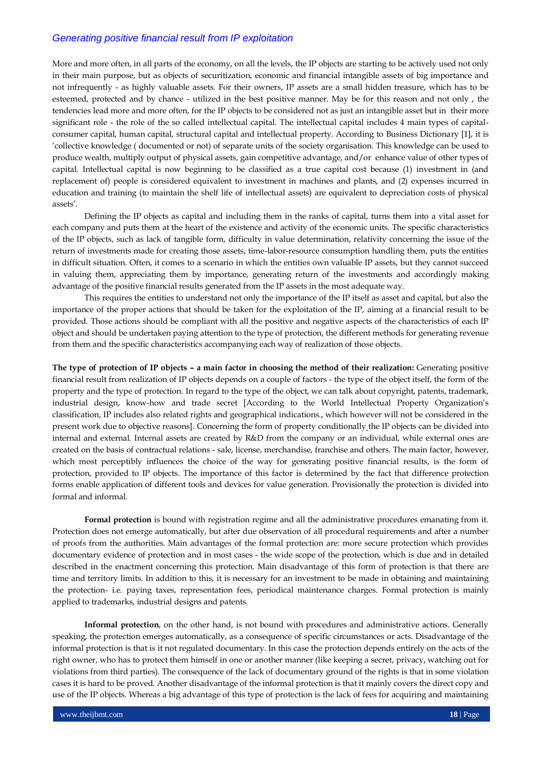## Generating positive financial result from IP exploitation

More and more often, in all parts of the economy, on all the levels, the IP objects are starting to be actively used not only in their main purpose, but as objects of securitization, economic and financial intangible assets of big importance and not infrequently - as highly valuable assets. For their owners, IP assets are a small hidden treasure, which has to be esteemed, protected and by chance - utilized in the best positive manner. May be for this reason and not only , the tendencies lead more and more often, for the IP objects to be considered not as just an intangible asset but in their more significant role - the role of the so called intellectual capital. The intellectual capital includes 4 main types of capital- consumer capital, human capital, structural capital and intellectual property. According to Business Dictionary [1], it is 'collective knowledge ( documented or not) of separate units of the society organisation. This knowledge can be used to produce wealth, multiply output of physical assets, gain competitive advantage, and/or enhance value of other types of capital. Intellectual capital is now beginning to be classified as a true capital cost because (1) investment in (and replacement of) people is considered equivalent to investment in machines and plants, and (2) expenses incurred in education and training (to maintain the shelf life of intellectual assets) are equivalent to depreciation costs of physical assets'.

Defining the IP objects as capital and including them in the ranks of capital, turns them into a vital asset for each company and puts them at the heart of the existence and activity of the economic units. The specific characteristics of the IP objects, such as lack of tangible form, difficulty in value determination, relativity concerning the issue of the return of investments made for creating those assets, time-labor-resource consumption handling them, puts the entities in difficult situation. Often, it comes to a scenario in which the entities own valuable IP assets, but they cannot succeed in valuing them, appreciating them by importance, generating return of the investments and accordingly making advantage of the positive financial results generated from the IP assets in the most adequate way.

This requires the entities to understand not only the importance of the IP itself as asset and capital, but also the importance of the proper actions that should be taken for the exploitation of the IP, aiming at a financial result to be provided. Those actions should be compliant with all the positive and negative aspects of the characteristics of each IP object and should be undertaken paying attention to the type of protection, the different methods for generating revenue from them and the specific characteristics accompanying each way of realization of those objects.

**The type of protection of IP objects – a main factor in choosing the method of their realization:** Generating positive financial result from realization of IP objects depends on a couple of factors - the type of the object itself, the form of the property and the type of protection. In regard to the type of the object, we can talk about copyright, patents, trademark, industrial design, know-how and trade secret [According to the World Intellectual Property Organization's classification, IP includes also related rights and geographical indications., which however will not be considered in the present work due to objective reasons]. Concerning the form of property conditionally the IP objects can be divided into internal and external. Internal assets are created by R&D from the company or an individual, while external ones are created on the basis of contractual relations - sale, license, merchandise, franchise and others. The main factor, however, which most perceptibly influences the choice of the way for generating positive financial results, is the form of protection, provided to IP objects. The importance of this factor is determined by the fact that difference protection forms enable application of different tools and devices for value generation. Provisionally the protection is divided into formal and informal.

**Formal protection** is bound with registration regime and all the administrative procedures emanating from it. Protection does not emerge automatically, but after due observation of all procedural requirements and after a number of proofs from the authorities. Main advantages of the formal protection are: more secure protection which provides documentary evidence of protection and in most cases - the wide scope of the protection, which is due and in detailed described in the enactment concerning this protection. Main disadvantage of this form of protection is that there are time and territory limits. In addition to this, it is necessary for an investment to be made in obtaining and maintaining the protection- i.e. paying taxes, representation fees, periodical maintenance charges. Formal protection is mainly applied to trademarks, industrial designs and patents.

**Informal protection**, on the other hand, is not bound with procedures and administrative actions. Generally speaking, the protection emerges automatically, as a consequence of specific circumstances or acts. Disadvantage of the informal protection is that is it not regulated documentary. In this case the protection depends entirely on the acts of the right owner, who has to protect them himself in one or another manner (like keeping a secret, privacy, watching out for violations from third parties). The consequence of the lack of documentary ground of the rights is that in some violation cases it is hard to be proved. Another disadvantage of the informal protection is that it mainly covers the direct copy and use of the IP objects. Whereas a big advantage of this type of protection is the lack of fees for acquiring and maintaining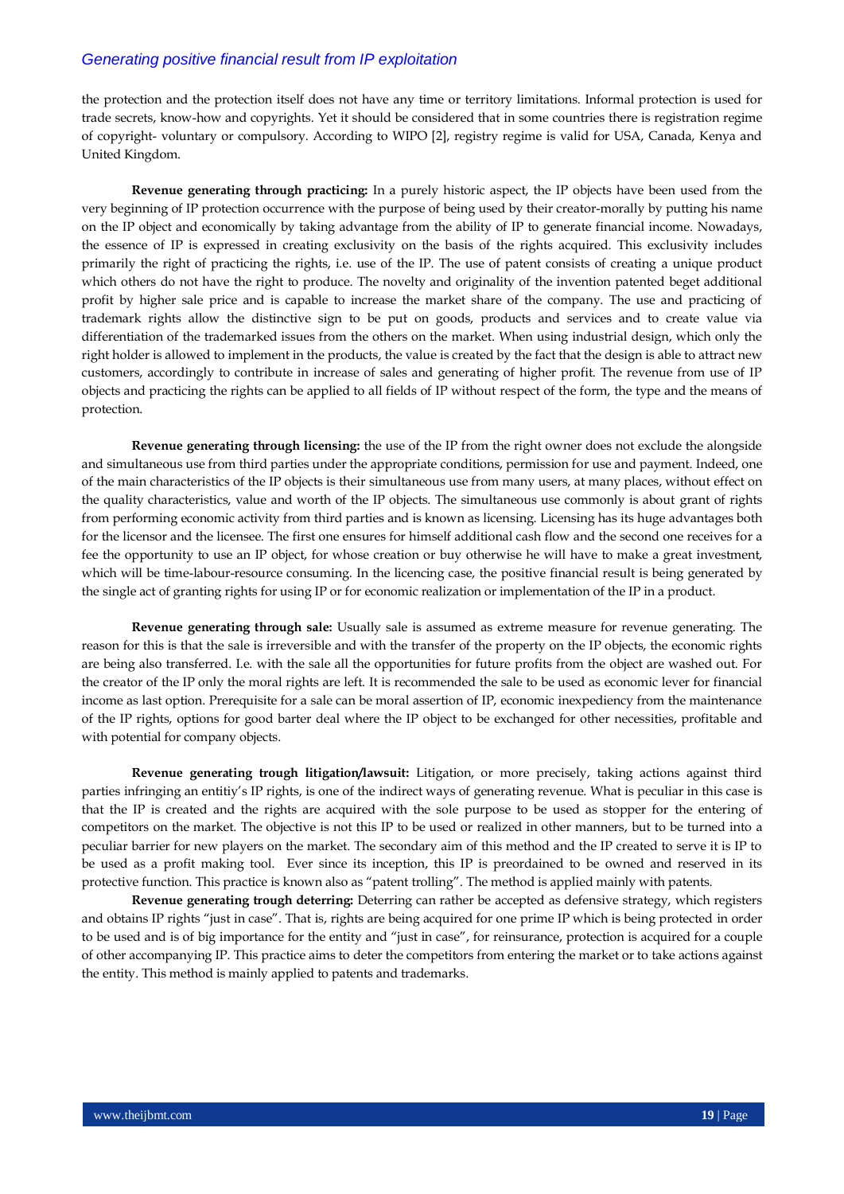the protection and the protection itself does not have any time or territory limitations. Informal protection is used for trade secrets, know-how and copyrights. Yet it should be considered that in some countries there is registration regime of copyright- voluntary or compulsory. According to WIPO [2], registry regime is valid for USA, Canada, Kenya and United Kingdom.

**Revenue generating through practicing:** In a purely historic aspect, the IP objects have been used from the very beginning of IP protection occurrence with the purpose of being used by their creator-morally by putting his name on the IP object and economically by taking advantage from the ability of IP to generate financial income. Nowadays, the essence of IP is expressed in creating exclusivity on the basis of the rights acquired. This exclusivity includes primarily the right of practicing the rights, i.e. use of the IP. The use of patent consists of creating a unique product which others do not have the right to produce. The novelty and originality of the invention patented beget additional profit by higher sale price and is capable to increase the market share of the company. The use and practicing of trademark rights allow the distinctive sign to be put on goods, products and services and to create value via differentiation of the trademarked issues from the others on the market. When using industrial design, which only the right holder is allowed to implement in the products, the value is created by the fact that the design is able to attract new customers, accordingly to contribute in increase of sales and generating of higher profit. The revenue from use of IP objects and practicing the rights can be applied to all fields of IP without respect of the form, the type and the means of protection.

**Revenue generating through licensing:** the use of the IP from the right owner does not exclude the alongside and simultaneous use from third parties under the appropriate conditions, permission for use and payment. Indeed, one of the main characteristics of the IP objects is their simultaneous use from many users, at many places, without effect on the quality characteristics, value and worth of the IP objects. The simultaneous use commonly is about grant of rights from performing economic activity from third parties and is known as licensing. Licensing has its huge advantages both for the licensor and the licensee. The first one ensures for himself additional cash flow and the second one receives for a fee the opportunity to use an IP object, for whose creation or buy otherwise he will have to make a great investment, which will be time-labour-resource consuming. In the licencing case, the positive financial result is being generated by the single act of granting rights for using IP or for economic realization or implementation of the IP in a product.

**Revenue generating through sale:** Usually sale is assumed as extreme measure for revenue generating. The reason for this is that the sale is irreversible and with the transfer of the property on the IP objects, the economic rights are being also transferred. I.e. with the sale all the opportunities for future profits from the object are washed out. For the creator of the IP only the moral rights are left. It is recommended the sale to be used as economic lever for financial income as last option. Prerequisite for a sale can be moral assertion of IP, economic inexpediency from the maintenance of the IP rights, options for good barter deal where the IP object to be exchanged for other necessities, profitable and with potential for company objects.

**Revenue generating trough litigation/lawsuit:** Litigation, or more precisely, taking actions against third parties infringing an entitiy's IP rights, is one of the indirect ways of generating revenue. What is peculiar in this case is that the IP is created and the rights are acquired with the sole purpose to be used as stopper for the entering of competitors on the market. The objective is not this IP to be used or realized in other manners, but to be turned into a peculiar barrier for new players on the market. The secondary aim of this method and the IP created to serve it is IP to be used as a profit making tool. Ever since its inception, this IP is preordained to be owned and reserved in its protective function. This practice is known also as "patent trolling". The method is applied mainly with patents.

**Revenue generating trough deterring:** Deterring can rather be accepted as defensive strategy, which registers and obtains IP rights "just in case". That is, rights are being acquired for one prime IP which is being protected in order to be used and is of big importance for the entity and "just in case", for reinsurance, protection is acquired for a couple of other accompanying IP. This practice aims to deter the competitors from entering the market or to take actions against the entity. This method is mainly applied to patents and trademarks.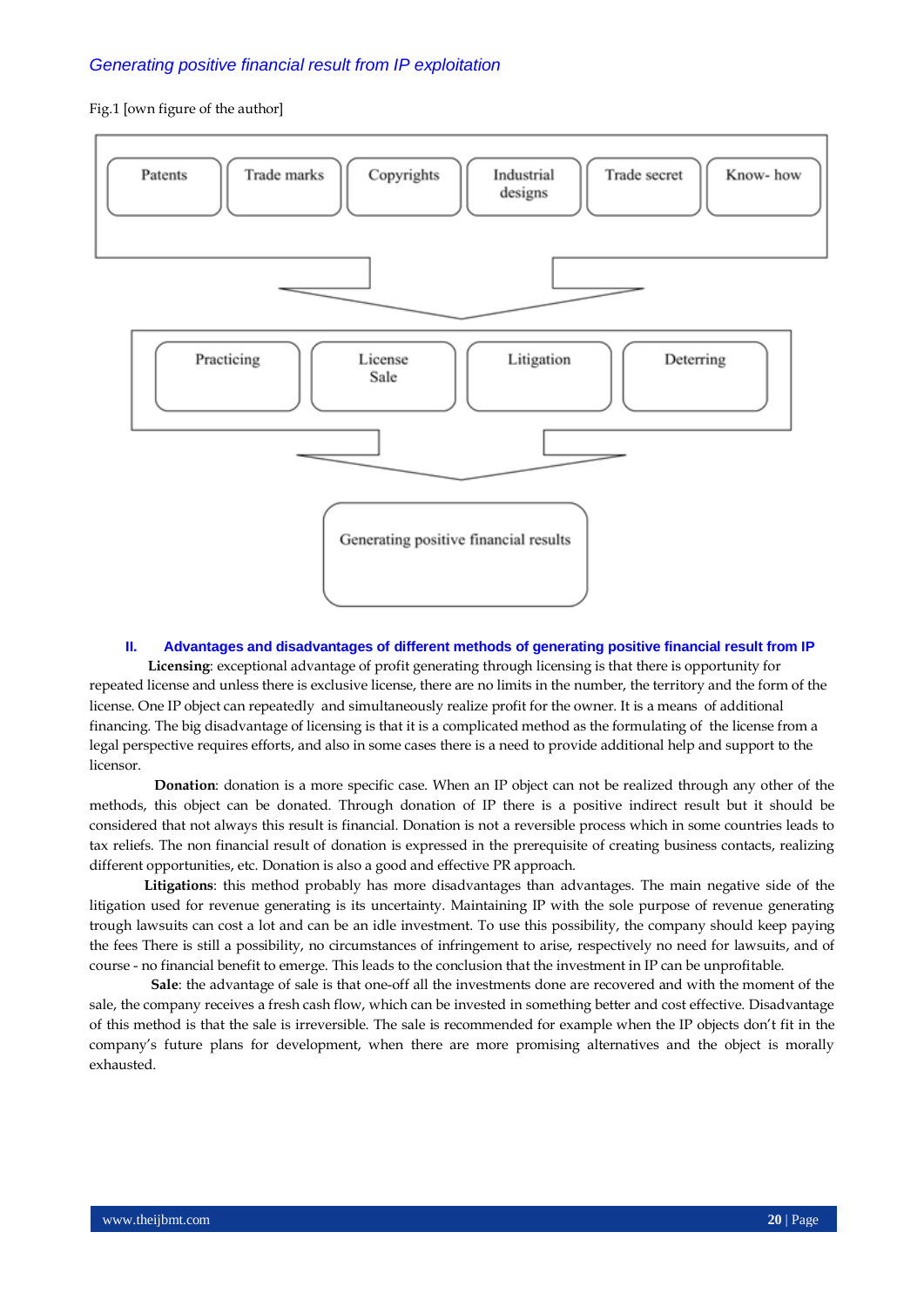*Generating positive financial result from IP exploitation*

Fig.1 [own figure of the author]

Patents | Trade marks | Copyrights | Industrial designs | Trade secret | Know- how

Practicing | License Sale | Litigation | Deterring

Generating positive financial results

## II. Advantages and disadvantages of different methods of generating positive financial result from IP

**Licensing**: exceptional advantage of profit generating through licensing is that there is opportunity for repeated license and unless there is exclusive license, there are no limits in the number, the territory and the form of the license. One IP object can repeatedly and simultaneously realize profit for the owner. It is a means of additional financing. The big disadvantage of licensing is that it is a complicated method as the formulating of the license from a legal perspective requires efforts, and also in some cases there is a need to provide additional help and support to the licensor.

**Donation**: donation is a more specific case. When an IP object can not be realized through any other of the methods, this object can be donated. Through donation of IP there is a positive indirect result but it should be considered that not always this result is financial. Donation is not a reversible process which in some countries leads to tax reliefs. The non financial result of donation is expressed in the prerequisite of creating business contacts, realizing different opportunities, etc. Donation is also a good and effective PR approach.

**Litigations**: this method probably has more disadvantages than advantages. The main negative side of the litigation used for revenue generating is its uncertainty. Maintaining IP with the sole purpose of revenue generating trough lawsuits can cost a lot and can be an idle investment. To use this possibility, the company should keep paying the fees There is still a possibility, no circumstances of infringement to arise, respectively no need for lawsuits, and of course - no financial benefit to emerge. This leads to the conclusion that the investment in IP can be unprofitable.

**Sale**: the advantage of sale is that one-off all the investments done are recovered and with the moment of the sale, the company receives a fresh cash flow, which can be invested in something better and cost effective. Disadvantage of this method is that the sale is irreversible. The sale is recommended for example when the IP objects don't fit in the company's future plans for development, when there are more promising alternatives and the object is morally exhausted.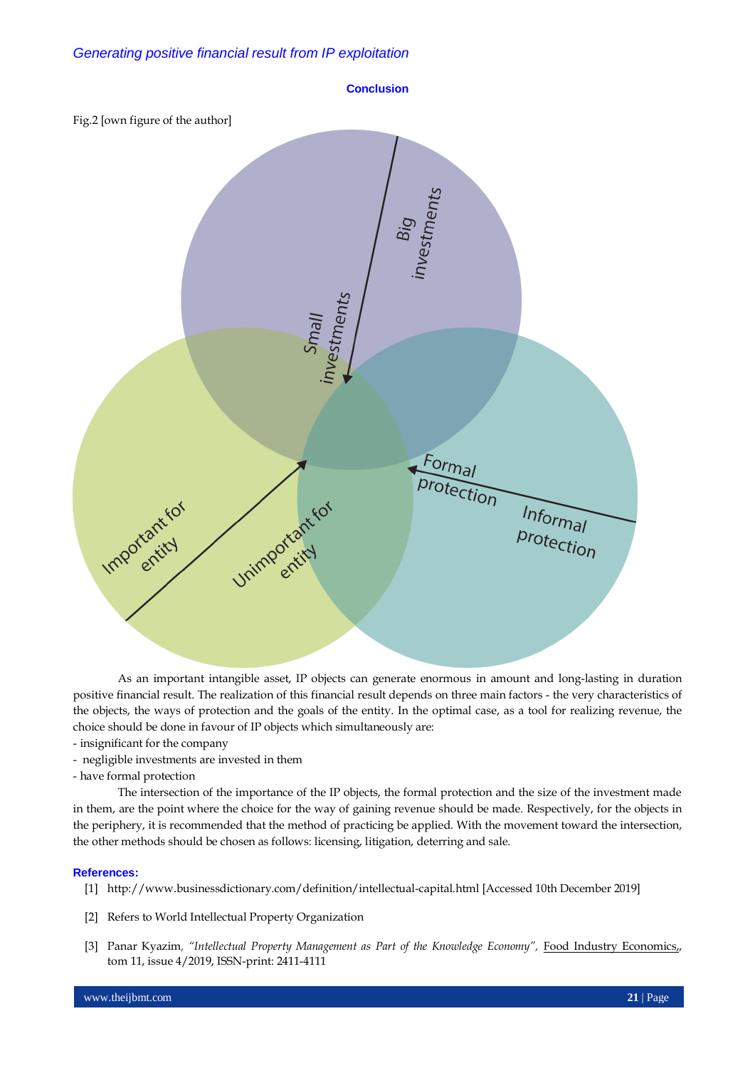### Conclusion

Fig.2 [own figure of the author]

As an important intangible asset, IP objects can generate enormous in amount and long-lasting in duration positive financial result. The realization of this financial result depends on three main factors - the very characteristics of the objects, the ways of protection and the goals of the entity. In the optimal case, as a tool for realizing revenue, the choice should be done in favour of IP objects which simultaneously are:

- insignificant for the company
- negligible investments are invested in them
- have formal protection

The intersection of the importance of the IP objects, the formal protection and the size of the investment made in them, are the point where the choice for the way of gaining revenue should be made. Respectively, for the objects in the periphery, it is recommended that the method of practicing be applied. With the movement toward the intersection, the other methods should be chosen as follows: licensing, litigation, deterring and sale.

### References:

[1] http://www.businessdictionary.com/definition/intellectual-capital.html [Accessed 10th December 2019]

[2] Refers to World Intellectual Property Organization

[3] Panar Kyazim, *"Intellectual Property Management as Part of the Knowledge Economy"*, Food Industry Economics,, tom 11, issue 4/2019, ISSN-print: 2411-4111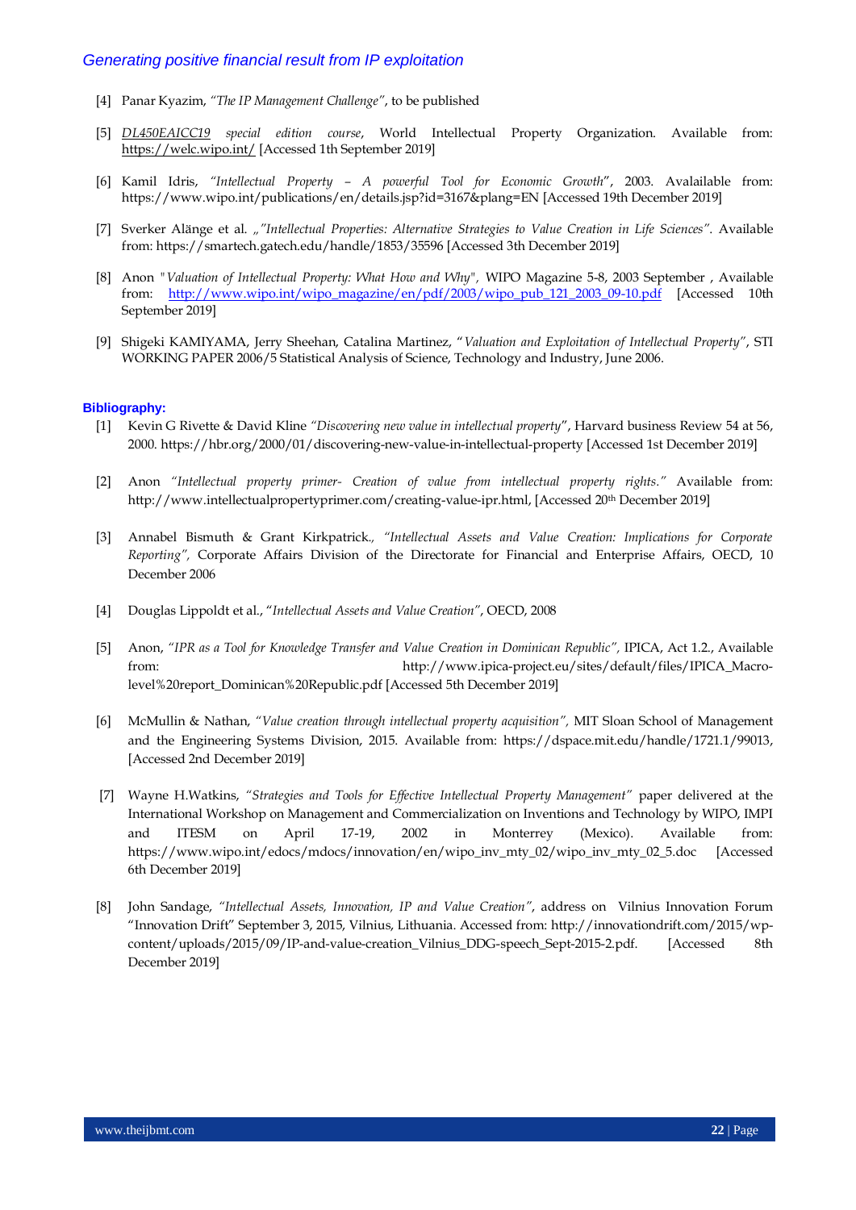[4] Panar Kyazim, *"The IP Management Challenge"*, to be published

[5] *DL450EAICC19 special edition course*, World Intellectual Property Organization. Available from: https://welc.wipo.int/ [Accessed 1th September 2019]

[6] Kamil Idris, *"Intellectual Property – A powerful Tool for Economic Growth*", 2003. Avalailable from: https://www.wipo.int/publications/en/details.jsp?id=3167&plang=EN [Accessed 19th December 2019]

[7] Sverker Alänge et al. *„"Intellectual Properties: Alternative Strategies to Value Creation in Life Sciences"*. Available from: https://smartech.gatech.edu/handle/1853/35596 [Accessed 3th December 2019]

[8] Anon *"Valuation of Intellectual Property: What How and Why",* WIPO Magazine 5-8, 2003 September , Available from: http://www.wipo.int/wipo_magazine/en/pdf/2003/wipo_pub_121_2003_09-10.pdf [Accessed 10th September 2019]

[9] Shigeki KAMIYAMA, Jerry Sheehan, Catalina Martinez, "*Valuation and Exploitation of Intellectual Property"*, STI WORKING PAPER 2006/5 Statistical Analysis of Science, Technology and Industry, June 2006.

### Bibliography:

[1] Kevin G Rivette & David Kline *"Discovering new value in intellectual property*", Harvard business Review 54 at 56, 2000. https://hbr.org/2000/01/discovering-new-value-in-intellectual-property [Accessed 1st December 2019]

[2] Anon *"Intellectual property primer- Creation of value from intellectual property rights."* Available from: http://www.intellectualpropertyprimer.com/creating-value-ipr.html, [Accessed 20th December 2019]

[3] Annabel Bismuth & Grant Kirkpatrick*., "Intellectual Assets and Value Creation: Implications for Corporate Reporting",* Corporate Affairs Division of the Directorate for Financial and Enterprise Affairs, OECD, 10 December 2006

[4] Douglas Lippoldt et al., "*Intellectual Assets and Value Creation"*, OECD, 2008

[5] Anon, *"IPR as a Tool for Knowledge Transfer and Value Creation in Dominican Republic",* IPICA, Act 1.2., Available from: http://www.ipica-project.eu/sites/default/files/IPICA_Macro-level%20report_Dominican%20Republic.pdf [Accessed 5th December 2019]

[6] McMullin & Nathan, *"Value creation through intellectual property acquisition",* MIT Sloan School of Management and the Engineering Systems Division, 2015. Available from: https://dspace.mit.edu/handle/1721.1/99013, [Accessed 2nd December 2019]

[7] Wayne H.Watkins, *"Strategies and Tools for Effective Intellectual Property Management"* paper delivered at the International Workshop on Management and Commercialization on Inventions and Technology by WIPO, IMPI and ITESM on April 17-19, 2002 in Monterrey (Mexico). Available from: https://www.wipo.int/edocs/mdocs/innovation/en/wipo_inv_mty_02/wipo_inv_mty_02_5.doc [Accessed 6th December 2019]

[8] John Sandage, *"Intellectual Assets, Innovation, IP and Value Creation"*, address on Vilnius Innovation Forum "Innovation Drift" September 3, 2015, Vilnius, Lithuania. Accessed from: http://innovationdrift.com/2015/wp-content/uploads/2015/09/IP-and-value-creation_Vilnius_DDG-speech_Sept-2015-2.pdf. [Accessed 8th December 2019]